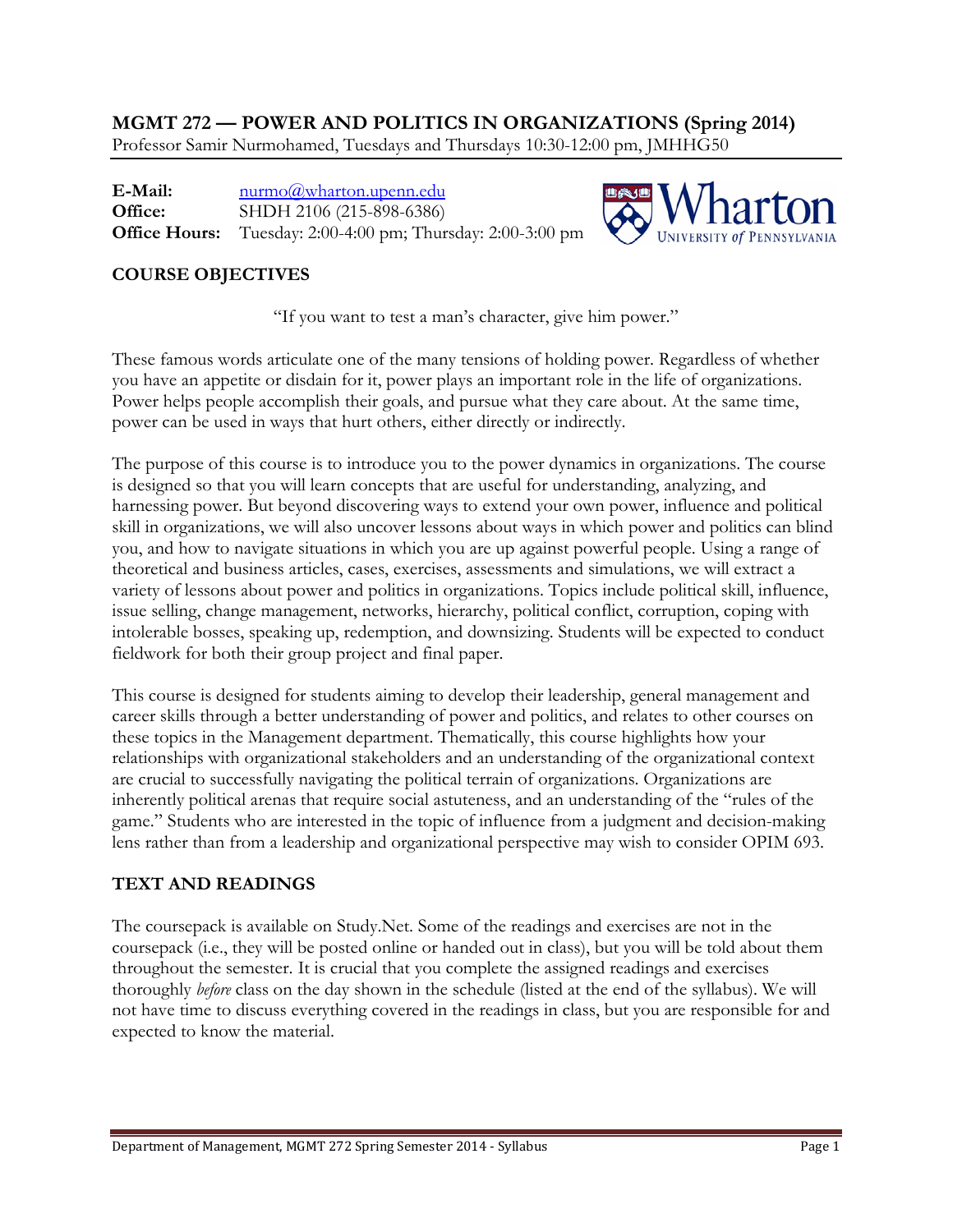# MGMT 272 — POWER AND POLITICS IN ORGANIZATIONS (Spring 2014)

Professor Samir Nurmohamed, Tuesdays and Thursdays 10:30-12:00 pm, JMHHG50

**E-Mail:** nurmo@wharton.upenn.edu
**Office:** SHDH 2106 (215-898-6386)
**Office Hours:** Tuesday: 2:00-4:00 pm; Thursday: 2:00-3:00 pm

## COURSE OBJECTIVES

"If you want to test a man's character, give him power."

These famous words articulate one of the many tensions of holding power. Regardless of whether you have an appetite or disdain for it, power plays an important role in the life of organizations. Power helps people accomplish their goals, and pursue what they care about. At the same time, power can be used in ways that hurt others, either directly or indirectly.

The purpose of this course is to introduce you to the power dynamics in organizations. The course is designed so that you will learn concepts that are useful for understanding, analyzing, and harnessing power. But beyond discovering ways to extend your own power, influence and political skill in organizations, we will also uncover lessons about ways in which power and politics can blind you, and how to navigate situations in which you are up against powerful people. Using a range of theoretical and business articles, cases, exercises, assessments and simulations, we will extract a variety of lessons about power and politics in organizations. Topics include political skill, influence, issue selling, change management, networks, hierarchy, political conflict, corruption, coping with intolerable bosses, speaking up, redemption, and downsizing. Students will be expected to conduct fieldwork for both their group project and final paper.

This course is designed for students aiming to develop their leadership, general management and career skills through a better understanding of power and politics, and relates to other courses on these topics in the Management department. Thematically, this course highlights how your relationships with organizational stakeholders and an understanding of the organizational context are crucial to successfully navigating the political terrain of organizations. Organizations are inherently political arenas that require social astuteness, and an understanding of the "rules of the game." Students who are interested in the topic of influence from a judgment and decision-making lens rather than from a leadership and organizational perspective may wish to consider OPIM 693.

## TEXT AND READINGS

The coursepack is available on Study.Net. Some of the readings and exercises are not in the coursepack (i.e., they will be posted online or handed out in class), but you will be told about them throughout the semester. It is crucial that you complete the assigned readings and exercises thoroughly *before* class on the day shown in the schedule (listed at the end of the syllabus). We will not have time to discuss everything covered in the readings in class, but you are responsible for and expected to know the material.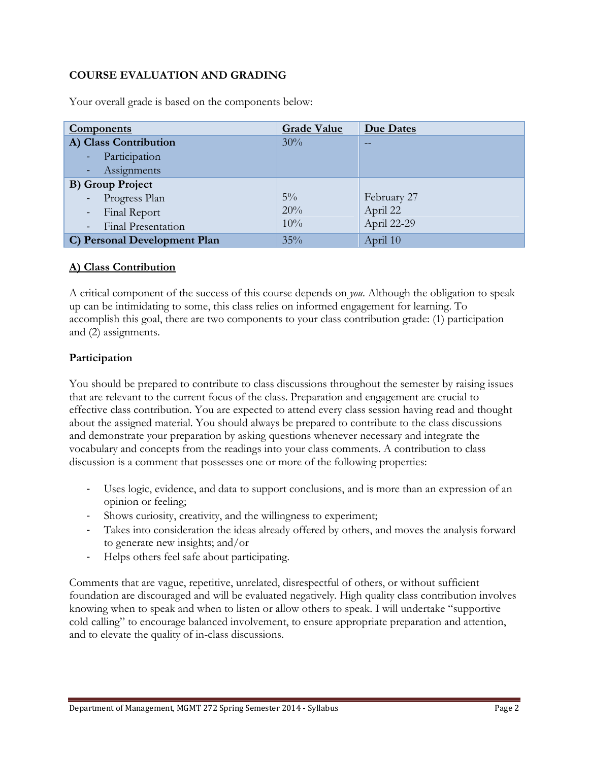## COURSE EVALUATION AND GRADING

Your overall grade is based on the components below:

| Components | Grade Value | Due Dates |
|---|---|---|
| **A) Class Contribution**<br>- Participation<br>- Assignments | 30% | -- |
| **B) Group Project** | | |
| - Progress Plan | 5% | February 27 |
| - Final Report | 20% | April 22 |
| - Final Presentation | 10% | April 22-29 |
| **C) Personal Development Plan** | 35% | April 10 |

### A) Class Contribution

A critical component of the success of this course depends on *you*. Although the obligation to speak up can be intimidating to some, this class relies on informed engagement for learning. To accomplish this goal, there are two components to your class contribution grade: (1) participation and (2) assignments.

**Participation**

You should be prepared to contribute to class discussions throughout the semester by raising issues that are relevant to the current focus of the class. Preparation and engagement are crucial to effective class contribution. You are expected to attend every class session having read and thought about the assigned material. You should always be prepared to contribute to the class discussions and demonstrate your preparation by asking questions whenever necessary and integrate the vocabulary and concepts from the readings into your class comments. A contribution to class discussion is a comment that possesses one or more of the following properties:

- Uses logic, evidence, and data to support conclusions, and is more than an expression of an opinion or feeling;
- Shows curiosity, creativity, and the willingness to experiment;
- Takes into consideration the ideas already offered by others, and moves the analysis forward to generate new insights; and/or
- Helps others feel safe about participating.

Comments that are vague, repetitive, unrelated, disrespectful of others, or without sufficient foundation are discouraged and will be evaluated negatively. High quality class contribution involves knowing when to speak and when to listen or allow others to speak. I will undertake "supportive cold calling" to encourage balanced involvement, to ensure appropriate preparation and attention, and to elevate the quality of in-class discussions.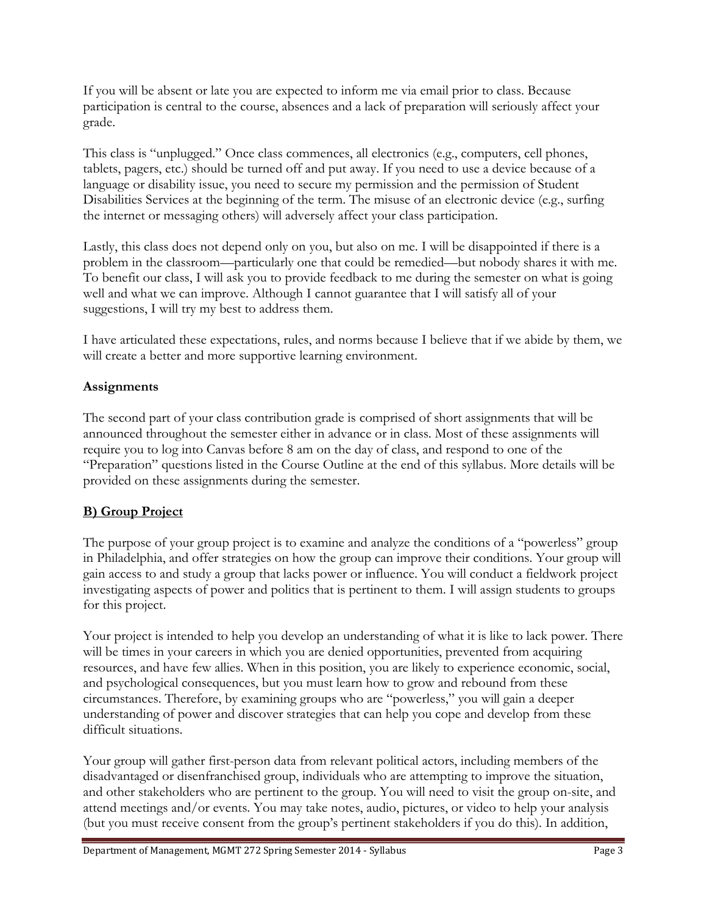If you will be absent or late you are expected to inform me via email prior to class. Because participation is central to the course, absences and a lack of preparation will seriously affect your grade.

This class is "unplugged." Once class commences, all electronics (e.g., computers, cell phones, tablets, pagers, etc.) should be turned off and put away. If you need to use a device because of a language or disability issue, you need to secure my permission and the permission of Student Disabilities Services at the beginning of the term. The misuse of an electronic device (e.g., surfing the internet or messaging others) will adversely affect your class participation.

Lastly, this class does not depend only on you, but also on me. I will be disappointed if there is a problem in the classroom—particularly one that could be remedied—but nobody shares it with me. To benefit our class, I will ask you to provide feedback to me during the semester on what is going well and what we can improve. Although I cannot guarantee that I will satisfy all of your suggestions, I will try my best to address them.

I have articulated these expectations, rules, and norms because I believe that if we abide by them, we will create a better and more supportive learning environment.

**Assignments**

The second part of your class contribution grade is comprised of short assignments that will be announced throughout the semester either in advance or in class. Most of these assignments will require you to log into Canvas before 8 am on the day of class, and respond to one of the "Preparation" questions listed in the Course Outline at the end of this syllabus. More details will be provided on these assignments during the semester.

## B) Group Project

The purpose of your group project is to examine and analyze the conditions of a "powerless" group in Philadelphia, and offer strategies on how the group can improve their conditions. Your group will gain access to and study a group that lacks power or influence. You will conduct a fieldwork project investigating aspects of power and politics that is pertinent to them. I will assign students to groups for this project.

Your project is intended to help you develop an understanding of what it is like to lack power. There will be times in your careers in which you are denied opportunities, prevented from acquiring resources, and have few allies. When in this position, you are likely to experience economic, social, and psychological consequences, but you must learn how to grow and rebound from these circumstances. Therefore, by examining groups who are "powerless," you will gain a deeper understanding of power and discover strategies that can help you cope and develop from these difficult situations.

Your group will gather first-person data from relevant political actors, including members of the disadvantaged or disenfranchised group, individuals who are attempting to improve the situation, and other stakeholders who are pertinent to the group. You will need to visit the group on-site, and attend meetings and/or events. You may take notes, audio, pictures, or video to help your analysis (but you must receive consent from the group's pertinent stakeholders if you do this). In addition,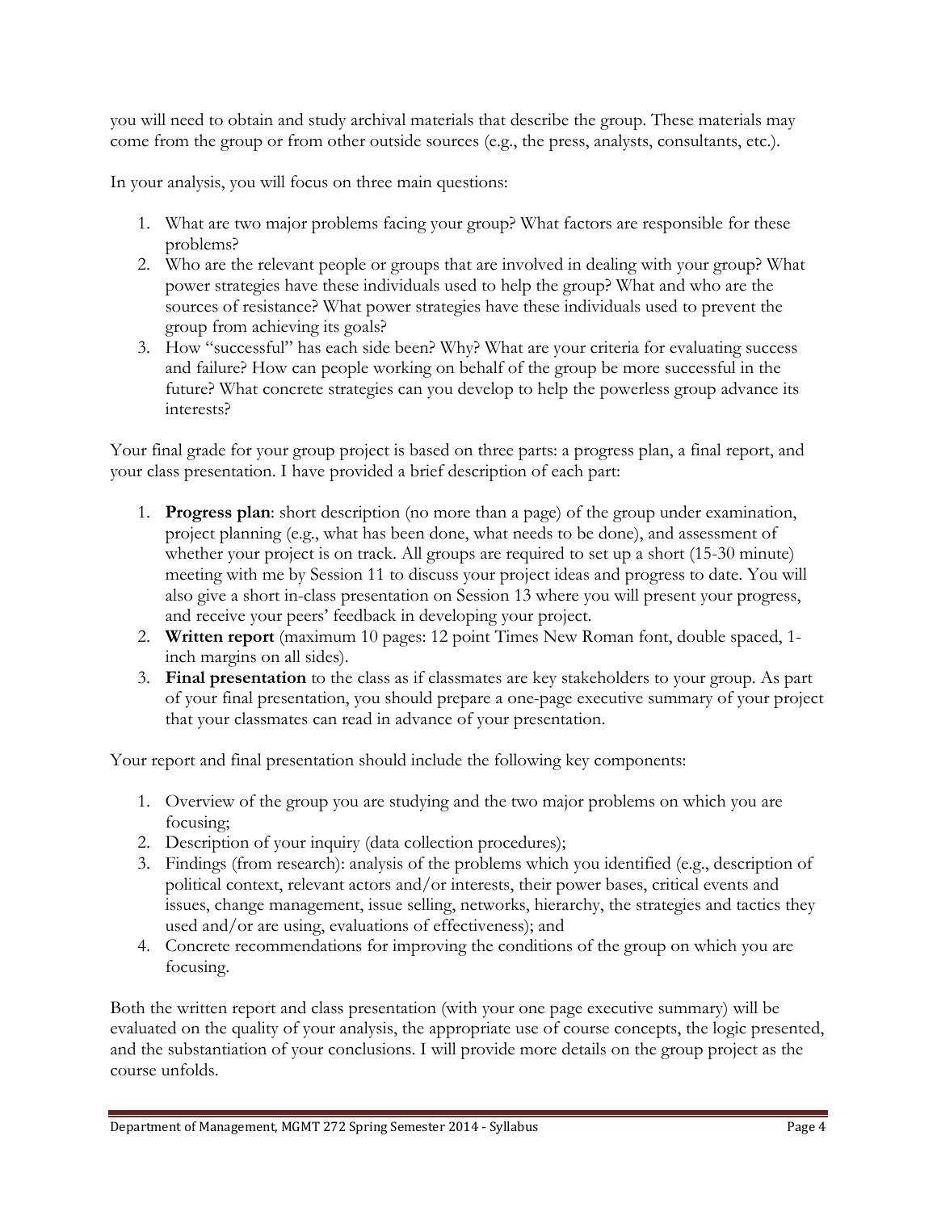you will need to obtain and study archival materials that describe the group. These materials may come from the group or from other outside sources (e.g., the press, analysts, consultants, etc.).

In your analysis, you will focus on three main questions:

1. What are two major problems facing your group? What factors are responsible for these problems?
2. Who are the relevant people or groups that are involved in dealing with your group? What power strategies have these individuals used to help the group? What and who are the sources of resistance? What power strategies have these individuals used to prevent the group from achieving its goals?
3. How "successful" has each side been? Why? What are your criteria for evaluating success and failure? How can people working on behalf of the group be more successful in the future? What concrete strategies can you develop to help the powerless group advance its interests?

Your final grade for your group project is based on three parts: a progress plan, a final report, and your class presentation. I have provided a brief description of each part:

1. **Progress plan**: short description (no more than a page) of the group under examination, project planning (e.g., what has been done, what needs to be done), and assessment of whether your project is on track. All groups are required to set up a short (15-30 minute) meeting with me by Session 11 to discuss your project ideas and progress to date. You will also give a short in-class presentation on Session 13 where you will present your progress, and receive your peers' feedback in developing your project.
2. **Written report** (maximum 10 pages: 12 point Times New Roman font, double spaced, 1-inch margins on all sides).
3. **Final presentation** to the class as if classmates are key stakeholders to your group. As part of your final presentation, you should prepare a one-page executive summary of your project that your classmates can read in advance of your presentation.

Your report and final presentation should include the following key components:

1. Overview of the group you are studying and the two major problems on which you are focusing;
2. Description of your inquiry (data collection procedures);
3. Findings (from research): analysis of the problems which you identified (e.g., description of political context, relevant actors and/or interests, their power bases, critical events and issues, change management, issue selling, networks, hierarchy, the strategies and tactics they used and/or are using, evaluations of effectiveness); and
4. Concrete recommendations for improving the conditions of the group on which you are focusing.

Both the written report and class presentation (with your one page executive summary) will be evaluated on the quality of your analysis, the appropriate use of course concepts, the logic presented, and the substantiation of your conclusions. I will provide more details on the group project as the course unfolds.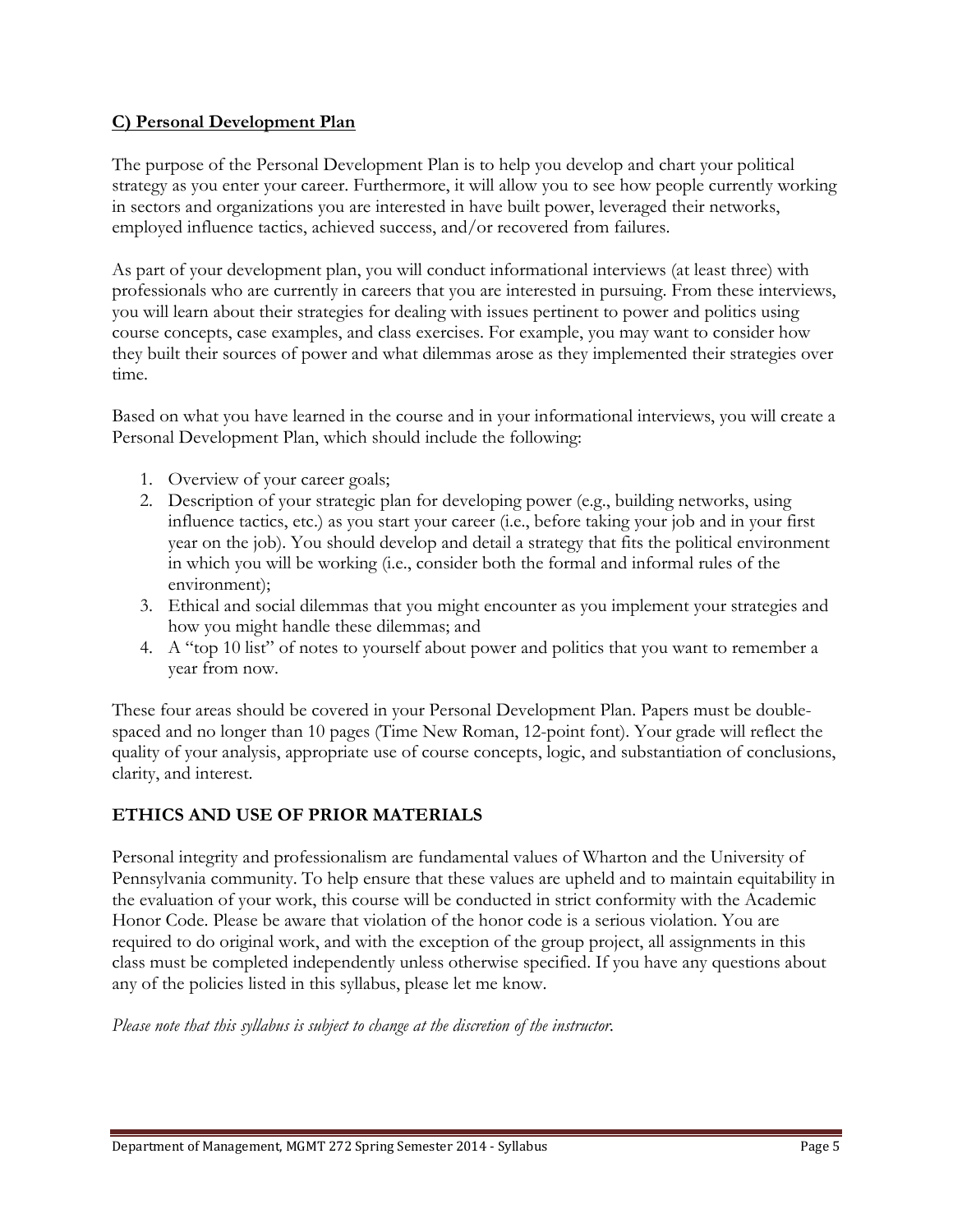### C) Personal Development Plan

The purpose of the Personal Development Plan is to help you develop and chart your political strategy as you enter your career. Furthermore, it will allow you to see how people currently working in sectors and organizations you are interested in have built power, leveraged their networks, employed influence tactics, achieved success, and/or recovered from failures.

As part of your development plan, you will conduct informational interviews (at least three) with professionals who are currently in careers that you are interested in pursuing. From these interviews, you will learn about their strategies for dealing with issues pertinent to power and politics using course concepts, case examples, and class exercises. For example, you may want to consider how they built their sources of power and what dilemmas arose as they implemented their strategies over time.

Based on what you have learned in the course and in your informational interviews, you will create a Personal Development Plan, which should include the following:

1. Overview of your career goals;
2. Description of your strategic plan for developing power (e.g., building networks, using influence tactics, etc.) as you start your career (i.e., before taking your job and in your first year on the job). You should develop and detail a strategy that fits the political environment in which you will be working (i.e., consider both the formal and informal rules of the environment);
3. Ethical and social dilemmas that you might encounter as you implement your strategies and how you might handle these dilemmas; and
4. A "top 10 list" of notes to yourself about power and politics that you want to remember a year from now.

These four areas should be covered in your Personal Development Plan. Papers must be double-spaced and no longer than 10 pages (Time New Roman, 12-point font). Your grade will reflect the quality of your analysis, appropriate use of course concepts, logic, and substantiation of conclusions, clarity, and interest.

## ETHICS AND USE OF PRIOR MATERIALS

Personal integrity and professionalism are fundamental values of Wharton and the University of Pennsylvania community. To help ensure that these values are upheld and to maintain equitability in the evaluation of your work, this course will be conducted in strict conformity with the Academic Honor Code. Please be aware that violation of the honor code is a serious violation. You are required to do original work, and with the exception of the group project, all assignments in this class must be completed independently unless otherwise specified. If you have any questions about any of the policies listed in this syllabus, please let me know.

*Please note that this syllabus is subject to change at the discretion of the instructor.*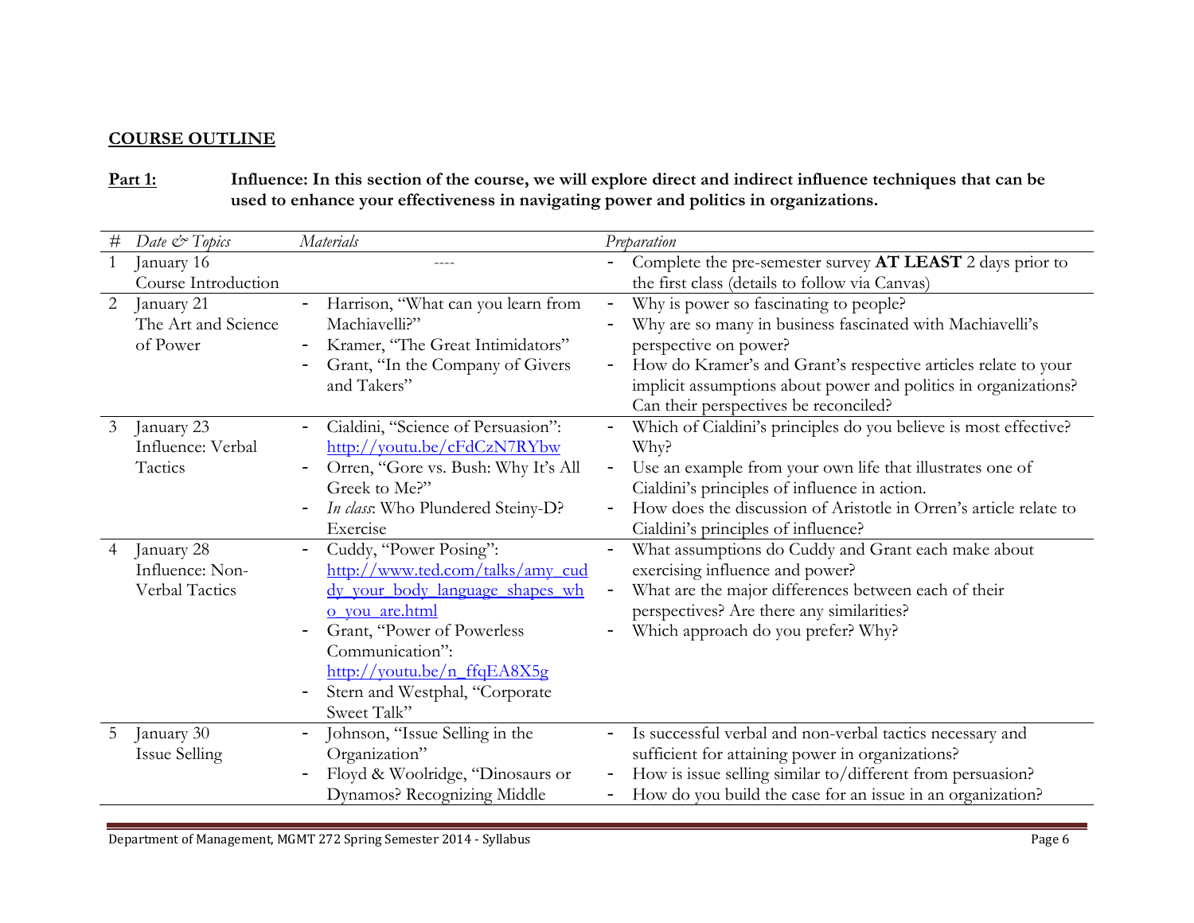## COURSE OUTLINE

**Part 1:** **Influence: In this section of the course, we will explore direct and indirect influence techniques that can be used to enhance your effectiveness in navigating power and politics in organizations.**

| # | *Date & Topics* | *Materials* | *Preparation* |
|---|---|---|---|
| 1 | January 16<br>Course Introduction | ---- | - Complete the pre-semester survey **AT LEAST** 2 days prior to the first class (details to follow via Canvas) |
| 2 | January 21<br>The Art and Science of Power | - Harrison, "What can you learn from Machiavelli?"<br>- Kramer, "The Great Intimidators"<br>- Grant, "In the Company of Givers and Takers" | - Why is power so fascinating to people?<br>- Why are so many in business fascinated with Machiavelli's perspective on power?<br>- How do Kramer's and Grant's respective articles relate to your implicit assumptions about power and politics in organizations? Can their perspectives be reconciled? |
| 3 | January 23<br>Influence: Verbal Tactics | - Cialdini, "Science of Persuasion": http://youtu.be/cFdCzN7RYbw<br>- Orren, "Gore vs. Bush: Why It's All Greek to Me?"<br>- *In class*: Who Plundered Steiny-D? Exercise | - Which of Cialdini's principles do you believe is most effective? Why?<br>- Use an example from your own life that illustrates one of Cialdini's principles of influence in action.<br>- How does the discussion of Aristotle in Orren's article relate to Cialdini's principles of influence? |
| 4 | January 28<br>Influence: Non-Verbal Tactics | - Cuddy, "Power Posing": http://www.ted.com/talks/amy_cuddy_your_body_language_shapes_who_you_are.html<br>- Grant, "Power of Powerless Communication": http://youtu.be/n_ffqEA8X5g<br>- Stern and Westphal, "Corporate Sweet Talk" | - What assumptions do Cuddy and Grant each make about exercising influence and power?<br>- What are the major differences between each of their perspectives? Are there any similarities?<br>- Which approach do you prefer? Why? |
| 5 | January 30<br>Issue Selling | - Johnson, "Issue Selling in the Organization"<br>- Floyd & Woolridge, "Dinosaurs or Dynamos? Recognizing Middle | - Is successful verbal and non-verbal tactics necessary and sufficient for attaining power in organizations?<br>- How is issue selling similar to/different from persuasion?<br>- How do you build the case for an issue in an organization? |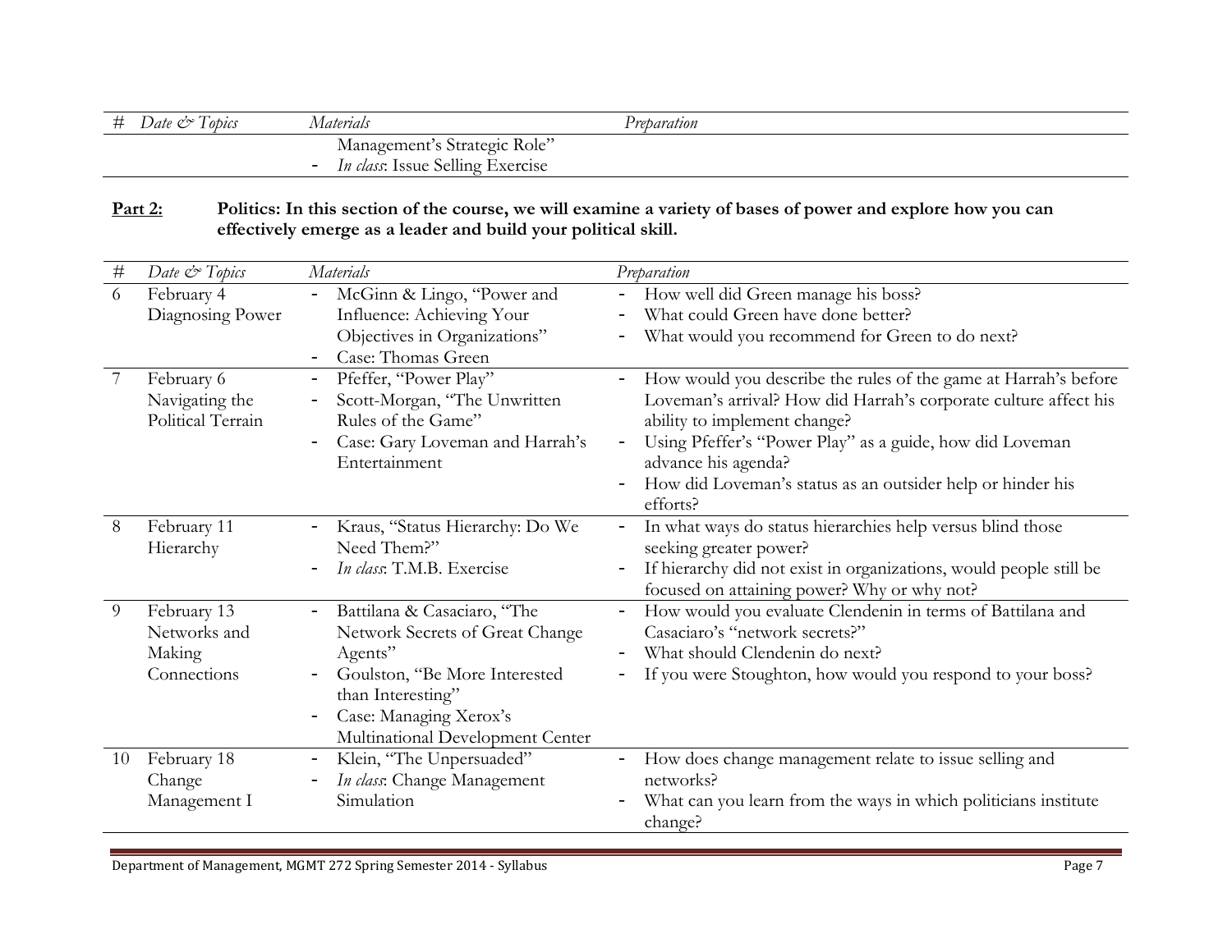| # | Date & Topics | Materials | Preparation |
|---|---|---|---|
| | | Management's Strategic Role"<br>- *In class*: Issue Selling Exercise | |

**Part 2:** **Politics: In this section of the course, we will examine a variety of bases of power and explore how you can effectively emerge as a leader and build your political skill.**

| # | *Date & Topics* | *Materials* | *Preparation* |
|---|---|---|---|
| 6 | February 4<br>Diagnosing Power | - McGinn & Lingo, "Power and Influence: Achieving Your Objectives in Organizations"<br>- Case: Thomas Green | - How well did Green manage his boss?<br>- What could Green have done better?<br>- What would you recommend for Green to do next? |
| 7 | February 6<br>Navigating the Political Terrain | - Pfeffer, "Power Play"<br>- Scott-Morgan, "The Unwritten Rules of the Game"<br>- Case: Gary Loveman and Harrah's Entertainment | - How would you describe the rules of the game at Harrah's before Loveman's arrival? How did Harrah's corporate culture affect his ability to implement change?<br>- Using Pfeffer's "Power Play" as a guide, how did Loveman advance his agenda?<br>- How did Loveman's status as an outsider help or hinder his efforts? |
| 8 | February 11<br>Hierarchy | - Kraus, "Status Hierarchy: Do We Need Them?"<br>- *In class*: T.M.B. Exercise | - In what ways do status hierarchies help versus blind those seeking greater power?<br>- If hierarchy did not exist in organizations, would people still be focused on attaining power? Why or why not? |
| 9 | February 13<br>Networks and Making Connections | - Battilana & Casaciaro, "The Network Secrets of Great Change Agents"<br>- Goulston, "Be More Interested than Interesting"<br>- Case: Managing Xerox's Multinational Development Center | - How would you evaluate Clendenin in terms of Battilana and Casaciaro's "network secrets?"<br>- What should Clendenin do next?<br>- If you were Stoughton, how would you respond to your boss? |
| 10 | February 18<br>Change Management I | - Klein, "The Unpersuaded"<br>- *In class*: Change Management Simulation | - How does change management relate to issue selling and networks?<br>- What can you learn from the ways in which politicians institute change? |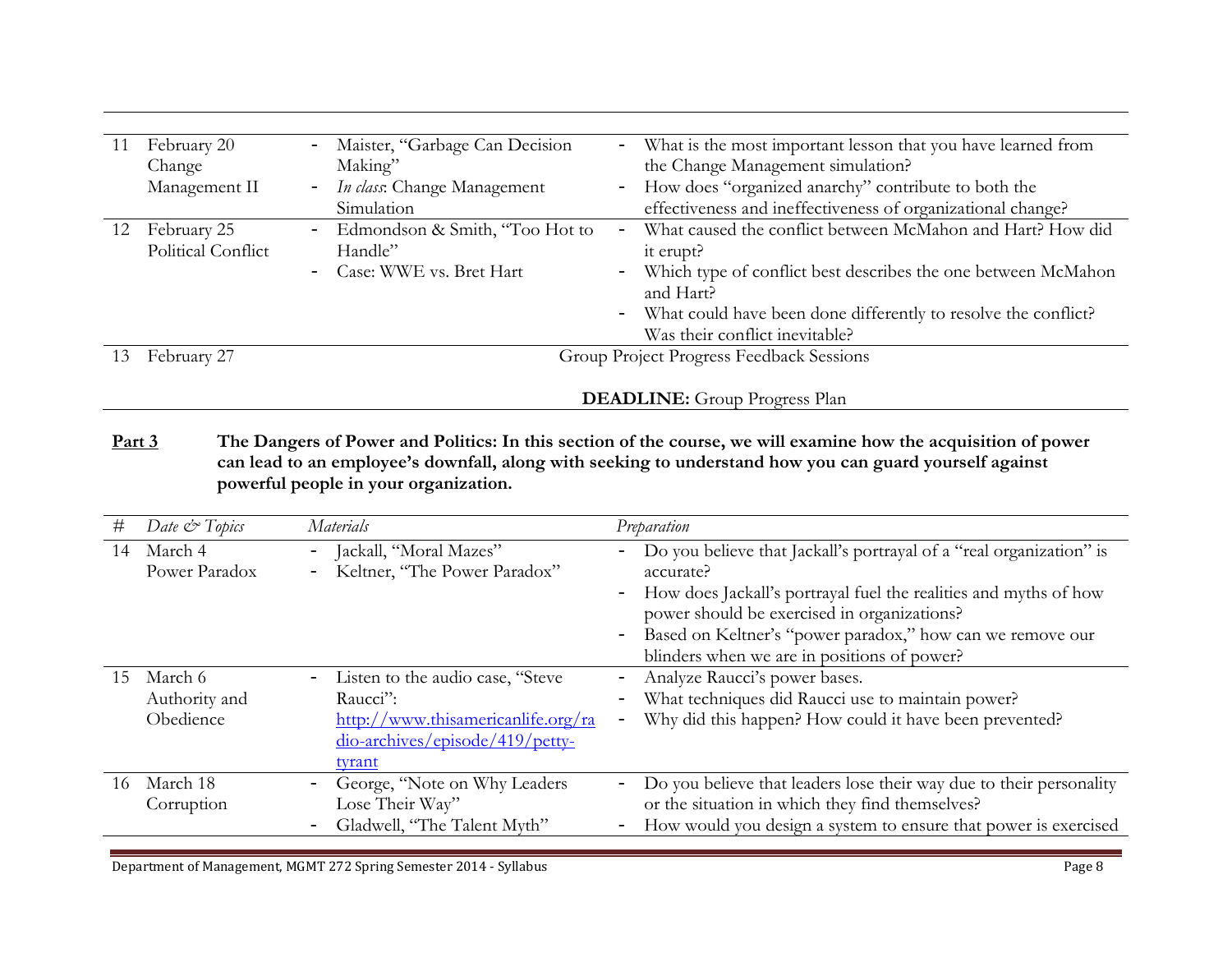| # | Date & Topics | Materials | Preparation |
|---|---|---|---|
| 11 | February 20 Change Management II | - Maister, "Garbage Can Decision Making"<br>- *In class*: Change Management Simulation | - What is the most important lesson that you have learned from the Change Management simulation?<br>- How does "organized anarchy" contribute to both the effectiveness and ineffectiveness of organizational change? |
| 12 | February 25 Political Conflict | - Edmondson & Smith, "Too Hot to Handle"<br>- Case: WWE vs. Bret Hart | - What caused the conflict between McMahon and Hart? How did it erupt?<br>- Which type of conflict best describes the one between McMahon and Hart?<br>- What could have been done differently to resolve the conflict? Was their conflict inevitable? |
| 13 | February 27 | Group Project Progress Feedback Sessions<br><br>**DEADLINE:** Group Progress Plan | |

**Part 3** **The Dangers of Power and Politics: In this section of the course, we will examine how the acquisition of power can lead to an employee's downfall, along with seeking to understand how you can guard yourself against powerful people in your organization.**

| # | *Date & Topics* | *Materials* | *Preparation* |
|---|---|---|---|
| 14 | March 4 Power Paradox | - Jackall, "Moral Mazes"<br>- Keltner, "The Power Paradox" | - Do you believe that Jackall's portrayal of a "real organization" is accurate?<br>- How does Jackall's portrayal fuel the realities and myths of how power should be exercised in organizations?<br>- Based on Keltner's "power paradox," how can we remove our blinders when we are in positions of power? |
| 15 | March 6 Authority and Obedience | - Listen to the audio case, "Steve Raucci": [http://www.thisamericanlife.org/radio-archives/episode/419/petty-tyrant](http://www.thisamericanlife.org/radio-archives/episode/419/petty-tyrant) | - Analyze Raucci's power bases.<br>- What techniques did Raucci use to maintain power?<br>- Why did this happen? How could it have been prevented? |
| 16 | March 18 Corruption | - George, "Note on Why Leaders Lose Their Way"<br>- Gladwell, "The Talent Myth" | - Do you believe that leaders lose their way due to their personality or the situation in which they find themselves?<br>- How would you design a system to ensure that power is exercised |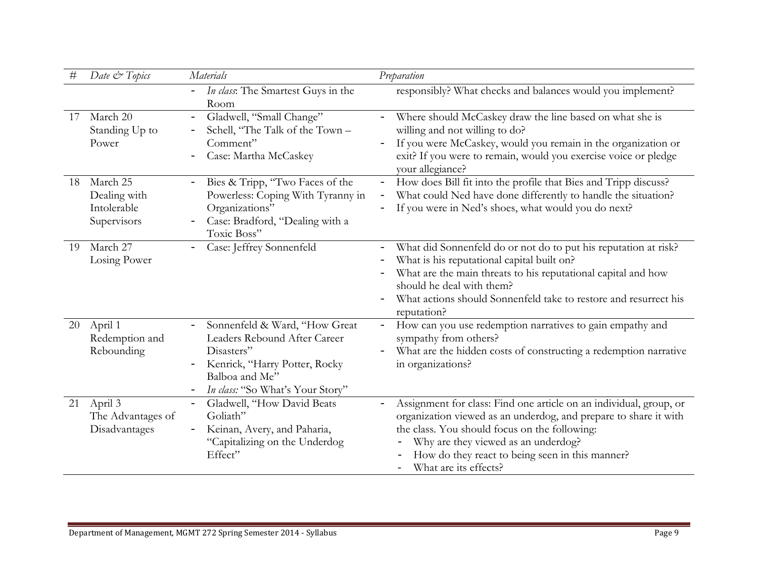| # | *Date & Topics* | *Materials* | *Preparation* |
|---|---|---|---|
| | | - *In class*: The Smartest Guys in the Room | responsibly? What checks and balances would you implement? |
| 17 | March 20<br>Standing Up to Power | - Gladwell, "Small Change"<br>- Schell, "The Talk of the Town – Comment"<br>- Case: Martha McCaskey | - Where should McCaskey draw the line based on what she is willing and not willing to do?<br>- If you were McCaskey, would you remain in the organization or exit? If you were to remain, would you exercise voice or pledge your allegiance? |
| 18 | March 25<br>Dealing with Intolerable Supervisors | - Bies & Tripp, "Two Faces of the Powerless: Coping With Tyranny in Organizations"<br>- Case: Bradford, "Dealing with a Toxic Boss" | - How does Bill fit into the profile that Bies and Tripp discuss?<br>- What could Ned have done differently to handle the situation?<br>- If you were in Ned's shoes, what would you do next? |
| 19 | March 27<br>Losing Power | - Case: Jeffrey Sonnenfeld | - What did Sonnenfeld do or not do to put his reputation at risk?<br>- What is his reputational capital built on?<br>- What are the main threats to his reputational capital and how should he deal with them?<br>- What actions should Sonnenfeld take to restore and resurrect his reputation? |
| 20 | April 1<br>Redemption and Rebounding | - Sonnenfeld & Ward, "How Great Leaders Rebound After Career Disasters"<br>- Kenrick, "Harry Potter, Rocky Balboa and Me"<br>- *In class:* "So What's Your Story" | - How can you use redemption narratives to gain empathy and sympathy from others?<br>- What are the hidden costs of constructing a redemption narrative in organizations? |
| 21 | April 3<br>The Advantages of Disadvantages | - Gladwell, "How David Beats Goliath"<br>- Keinan, Avery, and Paharia, "Capitalizing on the Underdog Effect" | - Assignment for class: Find one article on an individual, group, or organization viewed as an underdog, and prepare to share it with the class. You should focus on the following:<br>&nbsp;&nbsp;- Why are they viewed as an underdog?<br>&nbsp;&nbsp;- How do they react to being seen in this manner?<br>&nbsp;&nbsp;- What are its effects? |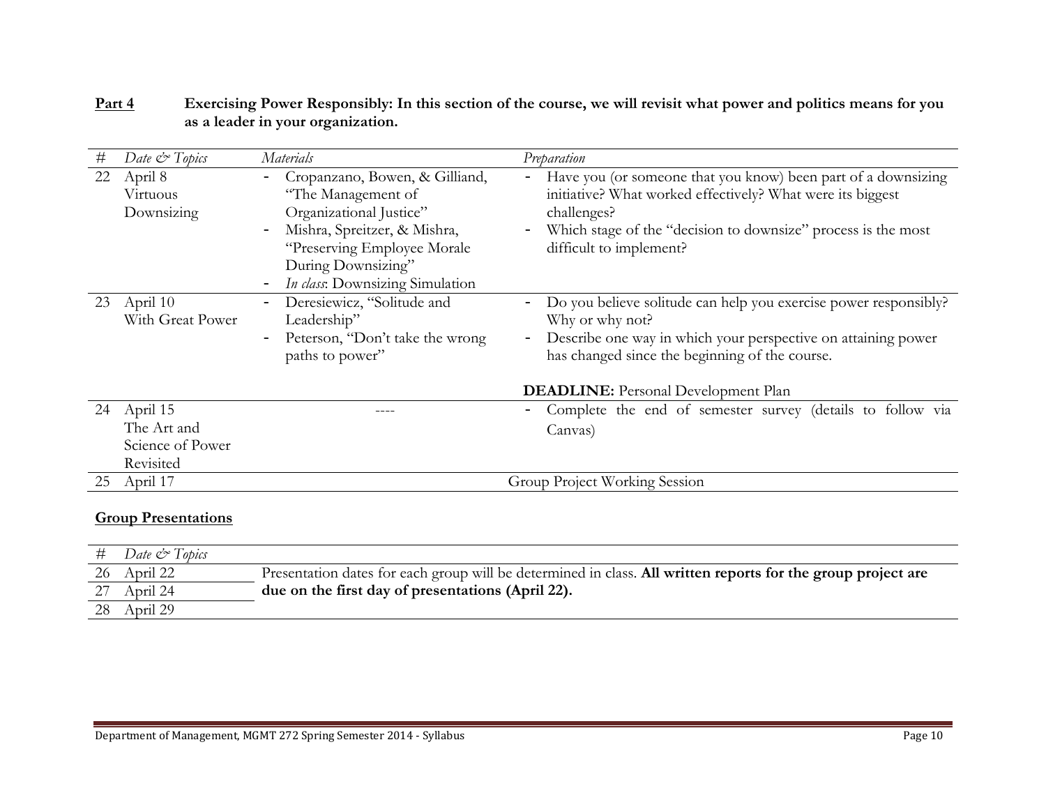**Part 4** **Exercising Power Responsibly: In this section of the course, we will revisit what power and politics means for you as a leader in your organization.**

| # | *Date & Topics* | *Materials* | *Preparation* |
|---|---|---|---|
| 22 | April 8<br>Virtuous Downsizing | - Cropanzano, Bowen, & Gilliand, "The Management of Organizational Justice"<br>- Mishra, Spreitzer, & Mishra, "Preserving Employee Morale During Downsizing"<br>- *In class*: Downsizing Simulation | - Have you (or someone that you know) been part of a downsizing initiative? What worked effectively? What were its biggest challenges?<br>- Which stage of the "decision to downsize" process is the most difficult to implement? |
| 23 | April 10<br>With Great Power | - Deresiewicz, "Solitude and Leadership"<br>- Peterson, "Don't take the wrong paths to power" | - Do you believe solitude can help you exercise power responsibly? Why or why not?<br>- Describe one way in which your perspective on attaining power has changed since the beginning of the course.<br><br>**DEADLINE:** Personal Development Plan |
| 24 | April 15<br>The Art and Science of Power Revisited | ---- | - Complete the end of semester survey (details to follow via Canvas) |
| 25 | April 17 | Group Project Working Session | |

**Group Presentations**

| # | *Date & Topics* | |
|---|---|---|
| 26 | April 22 | Presentation dates for each group will be determined in class. **All written reports for the group project are due on the first day of presentations (April 22).** |
| 27 | April 24 | |
| 28 | April 29 | |